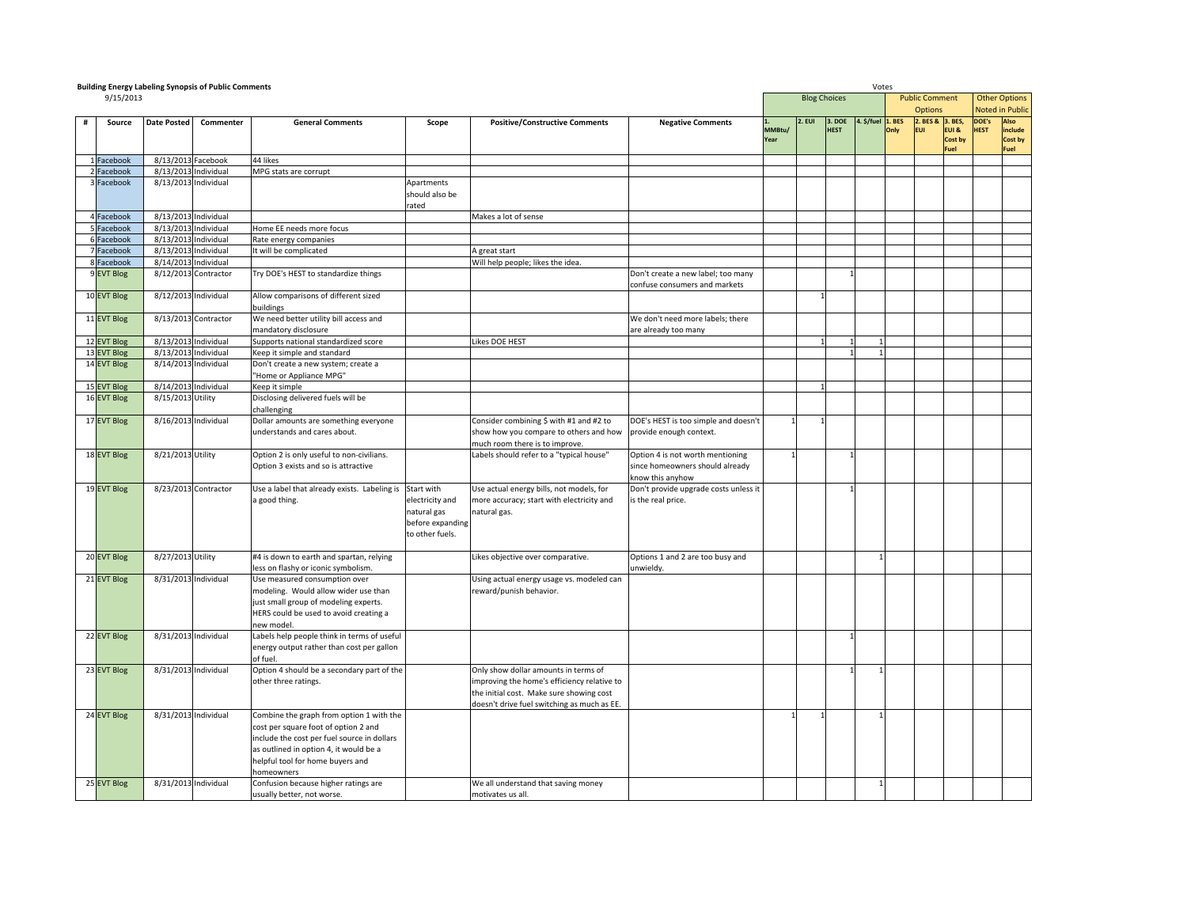**Building Energy Labeling Synopsis of Public Comments**

9/15/2013

| # | Source | Date Posted | Commenter | General Comments | Scope | Positive/Constructive Comments | Negative Comments | Votes: Blog Choices | | | | Votes: Public Comment Options | | | Votes: Other Options Noted in Public | |
|---|---|---|---|---|---|---|---|---|---|---|---|---|---|---|---|---|
| | | | | | | | | 1. MMBtu/Year | 2. EUI | 3. DOE HEST | 4. $/fuel | 1. BES Only | 2. BES & EUI | 3. BES, EUI & Cost by Fuel | DOE's HEST | Also include Cost by Fuel |
| 1 | Facebook | 8/13/2013 | Facebook | 44 likes | | | | | | | | | | | | |
| 2 | Facebook | 8/13/2013 | Individual | MPG stats are corrupt | | | | | | | | | | | | |
| 3 | Facebook | 8/13/2013 | Individual | | Apartments should also be rated | | | | | | | | | | | |
| 4 | Facebook | 8/13/2013 | Individual | | | Makes a lot of sense | | | | | | | | | | |
| 5 | Facebook | 8/13/2013 | Individual | Home EE needs more focus | | | | | | | | | | | | |
| 6 | Facebook | 8/13/2013 | Individual | Rate energy companies | | | | | | | | | | | | |
| 7 | Facebook | 8/13/2013 | Individual | It will be complicated | | A great start | | | | | | | | | | |
| 8 | Facebook | 8/14/2013 | Individual | | | Will help people; likes the idea. | | | | | | | | | | |
| 9 | EVT Blog | 8/12/2013 | Contractor | Try DOE's HEST to standardize things | | | Don't create a new label; too many confuse consumers and markets | | | 1 | | | | | | |
| 10 | EVT Blog | 8/12/2013 | Individual | Allow comparisons of different sized buildings | | | | | 1 | | | | | | | |
| 11 | EVT Blog | 8/13/2013 | Contractor | We need better utility bill access and mandatory disclosure | | | We don't need more labels; there are already too many | | | | | | | | | |
| 12 | EVT Blog | 8/13/2013 | Individual | Supports national standardized score | | Likes DOE HEST | | | 1 | 1 | 1 | | | | | |
| 13 | EVT Blog | 8/13/2013 | Individual | Keep it simple and standard | | | | | | 1 | 1 | | | | | |
| 14 | EVT Blog | 8/14/2013 | Individual | Don't create a new system; create a "Home or Appliance MPG" | | | | | | | | | | | | |
| 15 | EVT Blog | 8/14/2013 | Individual | Keep it simple | | | | | 1 | | | | | | | |
| 16 | EVT Blog | 8/15/2013 | Utility | Disclosing delivered fuels will be challenging | | | | | | | | | | | | |
| 17 | EVT Blog | 8/16/2013 | Individual | Dollar amounts are something everyone understands and cares about. | | Consider combining $ with #1 and #2 to show how you compare to others and how much room there is to improve. | DOE's HEST is too simple and doesn't provide enough context. | 1 | 1 | | | | | | | |
| 18 | EVT Blog | 8/21/2013 | Utility | Option 2 is only useful to non-civilians. Option 3 exists and so is attractive | | Labels should refer to a "typical house" | Option 4 is not worth mentioning since homeowners should already know this anyhow | 1 | | 1 | | | | | | |
| 19 | EVT Blog | 8/23/2013 | Contractor | Use a label that already exists. Labeling is a good thing. | Start with electricity and natural gas before expanding to other fuels. | Use actual energy bills, not models, for more accuracy; start with electricity and natural gas. | Don't provide upgrade costs unless it is the real price. | | | 1 | | | | | | |
| 20 | EVT Blog | 8/27/2013 | Utility | #4 is down to earth and spartan, relying less on flashy or iconic symbolism. | | Likes objective over comparative. | Options 1 and 2 are too busy and unwieldy. | | | | 1 | | | | | |
| 21 | EVT Blog | 8/31/2013 | Individual | Use measured consumption over modeling. Would allow wider use than just small group of modeling experts. HERS could be used to avoid creating a new model. | | Using actual energy usage vs. modeled can reward/punish behavior. | | | | | | | | | | |
| 22 | EVT Blog | 8/31/2013 | Individual | Labels help people think in terms of useful energy output rather than cost per gallon of fuel. | | | | | | 1 | | | | | | |
| 23 | EVT Blog | 8/31/2013 | Individual | Option 4 should be a secondary part of the other three ratings. | | Only show dollar amounts in terms of improving the home's efficiency relative to the initial cost. Make sure showing cost doesn't drive fuel switching as much as EE. | | | | 1 | 1 | | | | | |
| 24 | EVT Blog | 8/31/2013 | Individual | Combine the graph from option 1 with the cost per square foot of option 2 and include the cost per fuel source in dollars as outlined in option 4, it would be a helpful tool for home buyers and homeowners | | | | 1 | 1 | | 1 | | | | | |
| 25 | EVT Blog | 8/31/2013 | Individual | Confusion because higher ratings are usually better, not worse. | | We all understand that saving money motivates us all. | | | | | 1 | | | | | |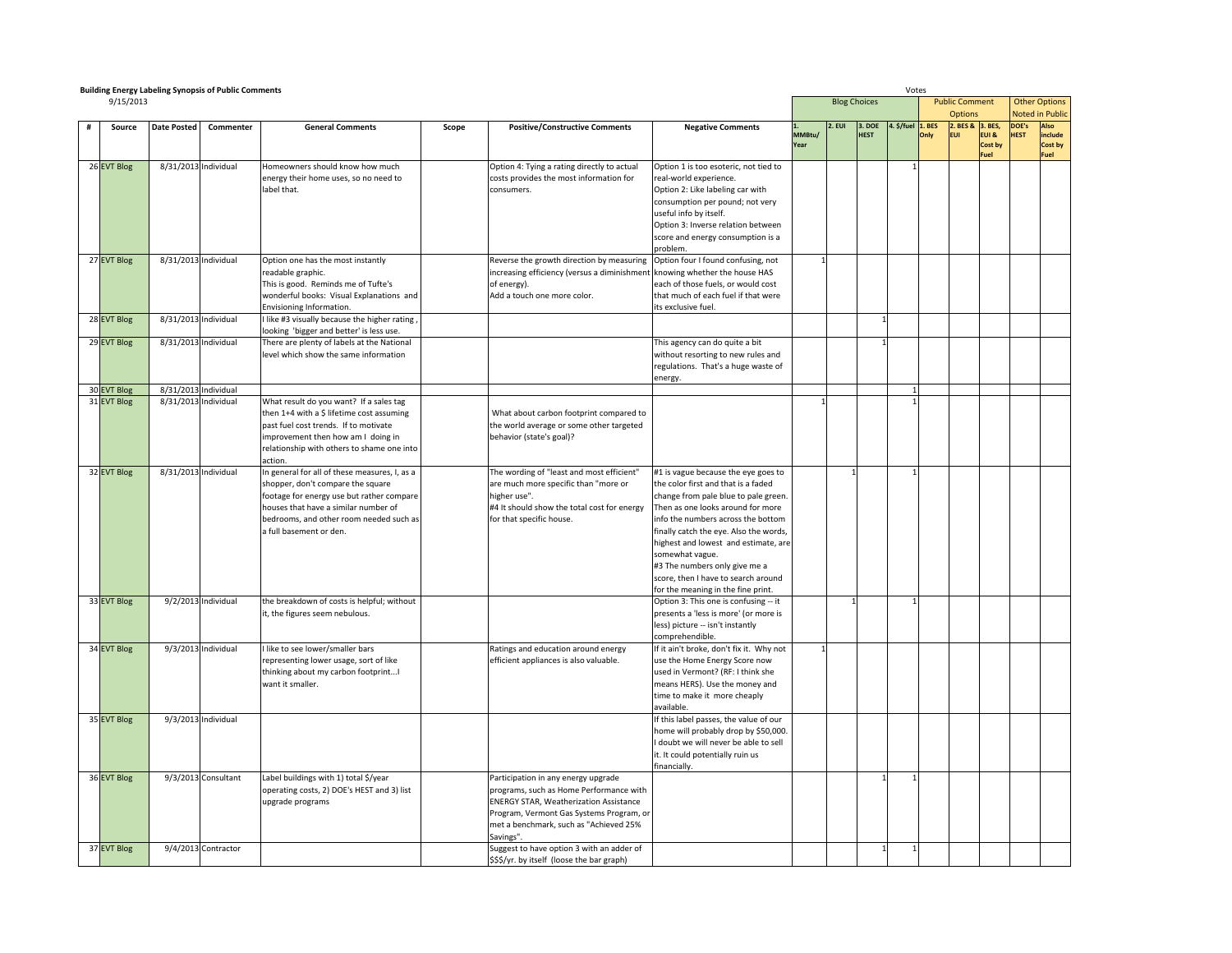**Building Energy Labeling Synopsis of Public Comments**

9/15/2013

| # | Source | Date Posted | Commenter | General Comments | Scope | Positive/Constructive Comments | Negative Comments | Votes: Blog Choices: 1. MMBtu/Year | 2. EUI | 3. DOE HEST | 4. $/fuel | Public Comment Options: 1. BES Only | 2. BES & EUI | 3. BES, EUI & Cost by Fuel | Other Options Noted in Public: DOE's HEST | Also include Cost by Fuel |
|---|---|---|---|---|---|---|---|---|---|---|---|---|---|---|---|---|
| 26 | EVT Blog | 8/31/2013 | Individual | Homeowners should know how much energy their home uses, so no need to label that. | | Option 4: Tying a rating directly to actual costs provides the most information for consumers. | Option 1 is too esoteric, not tied to real-world experience. Option 2: Like labeling car with consumption per pound; not very useful info by itself. Option 3: Inverse relation between score and energy consumption is a problem. | | | | 1 | | | | | |
| 27 | EVT Blog | 8/31/2013 | Individual | Option one has the most instantly readable graphic. This is good. Reminds me of Tufte's wonderful books: Visual Explanations and Envisioning Information. | | Reverse the growth direction by measuring increasing efficiency (versus a diminishment of energy). Add a touch one more color. | Option four I found confusing, not knowing whether the house HAS each of those fuels, or would cost that much of each fuel if that were its exclusive fuel. | 1 | | | | | | | | |
| 28 | EVT Blog | 8/31/2013 | Individual | I like #3 visually because the higher rating , looking 'bigger and better' is less use. | | | | | | 1 | | | | | | |
| 29 | EVT Blog | 8/31/2013 | Individual | There are plenty of labels at the National level which show the same information | | | This agency can do quite a bit without resorting to new rules and regulations. That's a huge waste of energy. | | | 1 | | | | | | |
| 30 | EVT Blog | 8/31/2013 | Individual | | | | | | | | 1 | | | | | |
| 31 | EVT Blog | 8/31/2013 | Individual | What result do you want? If a sales tag then 1+4 with a $ lifetime cost assuming past fuel cost trends. If to motivate improvement then how am I doing in relationship with others to shame one into action. | | What about carbon footprint compared to the world average or some other targeted behavior (state's goal)? | | 1 | | | 1 | | | | | |
| 32 | EVT Blog | 8/31/2013 | Individual | In general for all of these measures, I, as a shopper, don't compare the square footage for energy use but rather compare houses that have a similar number of bedrooms, and other room needed such as a full basement or den. | | The wording of "least and most efficient" are much more specific than "more or higher use". #4 It should show the total cost for energy for that specific house. | #1 is vague because the eye goes to the color first and that is a faded change from pale blue to pale green. Then as one looks around for more info the numbers across the bottom finally catch the eye. Also the words, highest and lowest and estimate, are somewhat vague. #3 The numbers only give me a score, then I have to search around for the meaning in the fine print. | | 1 | | 1 | | | | | |
| 33 | EVT Blog | 9/2/2013 | Individual | the breakdown of costs is helpful; without it, the figures seem nebulous. | | | Option 3: This one is confusing -- it presents a 'less is more' (or more is less) picture -- isn't instantly comprehendible. | | 1 | | 1 | | | | | |
| 34 | EVT Blog | 9/3/2013 | Individual | I like to see lower/smaller bars representing lower usage, sort of like thinking about my carbon footprint...I want it smaller. | | Ratings and education around energy efficient appliances is also valuable. | If it ain't broke, don't fix it. Why not use the Home Energy Score now used in Vermont? (RF: I think she means HERS). Use the money and time to make it more cheaply available. | 1 | | | | | | | | |
| 35 | EVT Blog | 9/3/2013 | Individual | | | | If this label passes, the value of our home will probably drop by $50,000. I doubt we will never be able to sell it. It could potentially ruin us financially. | | | | | | | | | |
| 36 | EVT Blog | 9/3/2013 | Consultant | Label buildings with 1) total $/year operating costs, 2) DOE's HEST and 3) list upgrade programs | | Participation in any energy upgrade programs, such as Home Performance with ENERGY STAR, Weatherization Assistance Program, Vermont Gas Systems Program, or met a benchmark, such as "Achieved 25% Savings". | | | | 1 | 1 | | | | | |
| 37 | EVT Blog | 9/4/2013 | Contractor | | | Suggest to have option 3 with an adder of $$$/yr. by itself (loose the bar graph) | | | | 1 | 1 | | | | | |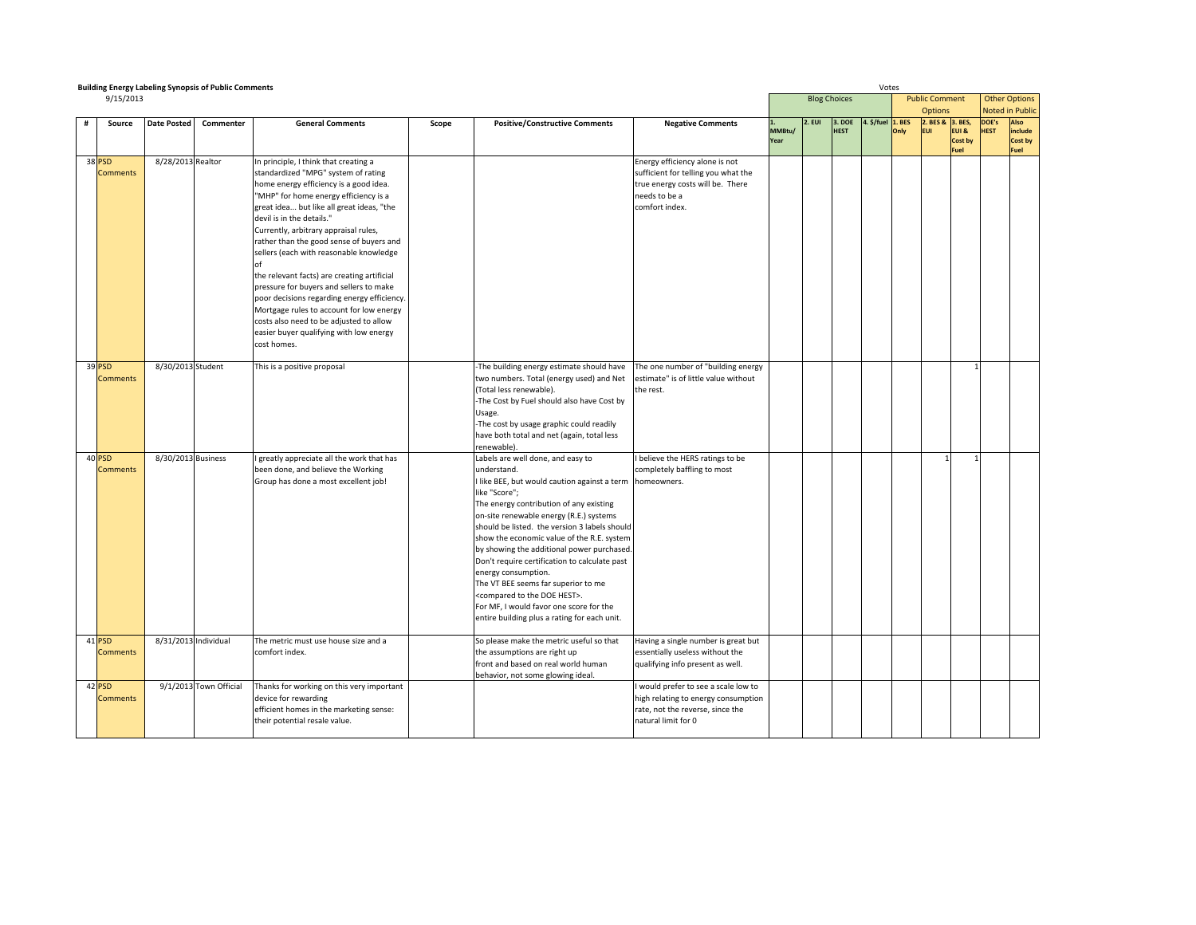**Building Energy Labeling Synopsis of Public Comments**

9/15/2013

| # | Source | Date Posted | Commenter | General Comments | Scope | Positive/Constructive Comments | Negative Comments | Blog Choices | | | | Public Comment Options | | | Other Options Noted in Public | |
|---|---|---|---|---|---|---|---|---|---|---|---|---|---|---|---|---|
| | | | | | | | | 1. MMBtu/ Year | 2. EUI | 3. DOE HEST | 4. $/fuel | 1. BES Only | 2. BES & EUI | 3. BES, EUI & Cost by Fuel | DOE's HEST | Also include Cost by Fuel |
| 38 | PSD Comments | 8/28/2013 | Realtor | In principle, I think that creating a standardized "MPG" system of rating home energy efficiency is a good idea. "MHP" for home energy efficiency is a great idea... but like all great ideas, "the devil is in the details." Currently, arbitrary appraisal rules, rather than the good sense of buyers and sellers (each with reasonable knowledge of the relevant facts) are creating artificial pressure for buyers and sellers to make poor decisions regarding energy efficiency. Mortgage rules to account for low energy costs also need to be adjusted to allow easier buyer qualifying with low energy cost homes. | | | Energy efficiency alone is not sufficient for telling you what the true energy costs will be. There needs to be a comfort index. | | | | | | | | | |
| 39 | PSD Comments | 8/30/2013 | Student | This is a positive proposal | | -The building energy estimate should have two numbers. Total (energy used) and Net (Total less renewable). -The Cost by Fuel should also have Cost by Usage. -The cost by usage graphic could readily have both total and net (again, total less renewable). | The one number of "building energy estimate" is of little value without the rest. | | | | | | | 1 | | |
| 40 | PSD Comments | 8/30/2013 | Business | I greatly appreciate all the work that has been done, and believe the Working Group has done a most excellent job! | | Labels are well done, and easy to understand. I like BEE, but would caution against a term like "Score"; The energy contribution of any existing on-site renewable energy (R.E.) systems should be listed. the version 3 labels should show the economic value of the R.E. system by showing the additional power purchased. Don't require certification to calculate past energy consumption. The VT BEE seems far superior to me <compared to the DOE HEST>. For MF, I would favor one score for the entire building plus a rating for each unit. | I believe the HERS ratings to be completely baffling to most homeowners. | | | | | | 1 | 1 | | |
| 41 | PSD Comments | 8/31/2013 | Individual | The metric must use house size and a comfort index. | | So please make the metric useful so that the assumptions are right up front and based on real world human behavior, not some glowing ideal. | Having a single number is great but essentially useless without the qualifying info present as well. | | | | | | | | | |
| 42 | PSD Comments | 9/1/2013 | Town Official | Thanks for working on this very important device for rewarding efficient homes in the marketing sense: their potential resale value. | | | I would prefer to see a scale low to high relating to energy consumption rate, not the reverse, since the natural limit for 0 | | | | | | | | | |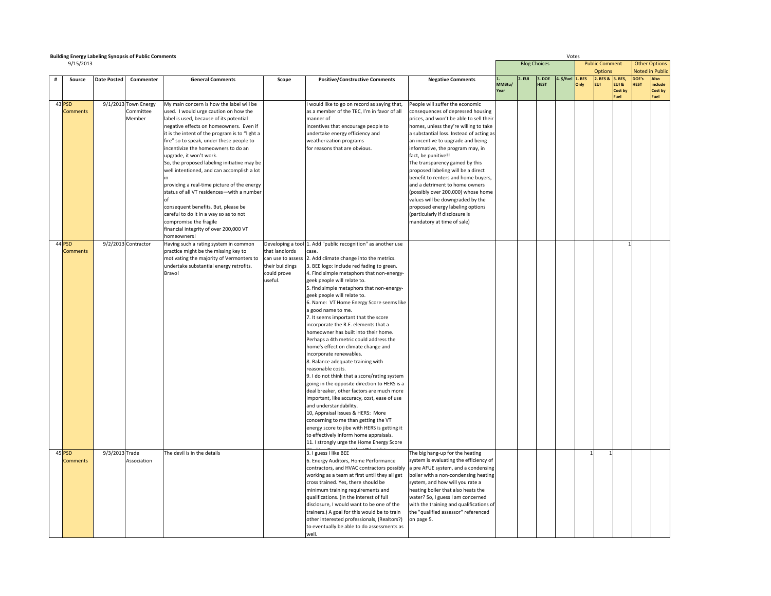**Building Energy Labeling Synopsis of Public Comments**

9/15/2013

| # | Source | Date Posted | Commenter | General Comments | Scope | Positive/Constructive Comments | Negative Comments | Votes: Blog Choices: 1. MMBtu/ Year | 2. EUI | 3. DOE HEST | 4. $/fuel | Public Comment Options: 1. BES Only | 2. BES & EUI | 3. BES, EUI & Cost by Fuel | Other Options Noted in Public: DOE's HEST | Also include Cost by Fuel |
|---|---|---|---|---|---|---|---|---|---|---|---|---|---|---|---|---|
| 43 | PSD Comments | 9/1/2013 | Town Energy Committee Member | My main concern is how the label will be used. I would urge caution on how the label is used, because of its potential negative effects on homeowners. Even if it is the intent of the program is to "light a fire" so to speak, under these people to incentivize the homeowners to do an upgrade, it won't work. So, the proposed labeling initiative may be well intentioned, and can accomplish a lot in providing a real-time picture of the energy status of all VT residences—with a number of consequent benefits. But, please be careful to do it in a way so as to not compromise the fragile financial integrity of over 200,000 VT homeowners! | | I would like to go on record as saying that, as a member of the TEC, I'm in favor of all manner of incentives that encourage people to undertake energy efficiency and weatherization programs for reasons that are obvious. | People will suffer the economic consequences of depressed housing prices, and won't be able to sell their homes, unless they're willing to take a substantial loss. Instead of acting as an incentive to upgrade and being informative, the program may, in fact, be punitive!! The transparency gained by this proposed labeling will be a direct benefit to renters and home buyers, and a detriment to home owners (possibly over 200,000) whose home values will be downgraded by the proposed energy labeling options (particularly if disclosure is mandatory at time of sale) | | | | | | | | | |
| 44 | PSD Comments | 9/2/2013 | Contractor | Having such a rating system in common practice might be the missing key to motivating the majority of Vermonters to undertake substantial energy retrofits. Bravo! | Developing a tool that landlords can use to assess their buildings could prove useful. | 1. Add "public recognition" as another use case. 2. Add climate change into the metrics. 3. BEE logo: include red fading to green. 4. Find simple metaphors that non-energy-geek people will relate to. 5. find simple metaphors that non-energy-geek people will relate to. 6. Name: VT Home Energy Score seems like a good name to me. 7. It seems important that the score incorporate the R.E. elements that a homeowner has built into their home. Perhaps a 4th metric could address the home's effect on climate change and incorporate renewables. 8. Balance adequate training with reasonable costs. 9. I do not think that a score/rating system going in the opposite direction to HERS is a deal breaker, other factors are much more important, like accuracy, cost, ease of use and understandability. 10, Appraisal Issues & HERS: More concerning to me than getting the VT energy score to jibe with HERS is getting it to effectively inform home appraisals. 11. I strongly urge the Home Energy Score | | | | | | | | 1 | | |
| 45 | PSD Comments | 9/3/2013 | Trade Association | The devil is in the details | | 3. I guess I like BEE 6. Energy Auditors, Home Performance contractors, and HVAC contractors possibly working as a team at first until they all get cross trained. Yes, there should be minimum training requirements and qualifications. (In the interest of full disclosure, I would want to be one of the trainers.) A goal for this would be to train other interested professionals, (Realtors?) to eventually be able to do assessments as well. | The big hang-up for the heating system is evaluating the efficiency of a pre AFUE system, and a condensing boiler with a non-condensing heating system, and how will you rate a heating boiler that also heats the water? So, I guess I am concerned with the training and qualifications of the "qualified assessor" referenced on page 5. | | | | | 1 | 1 | | | |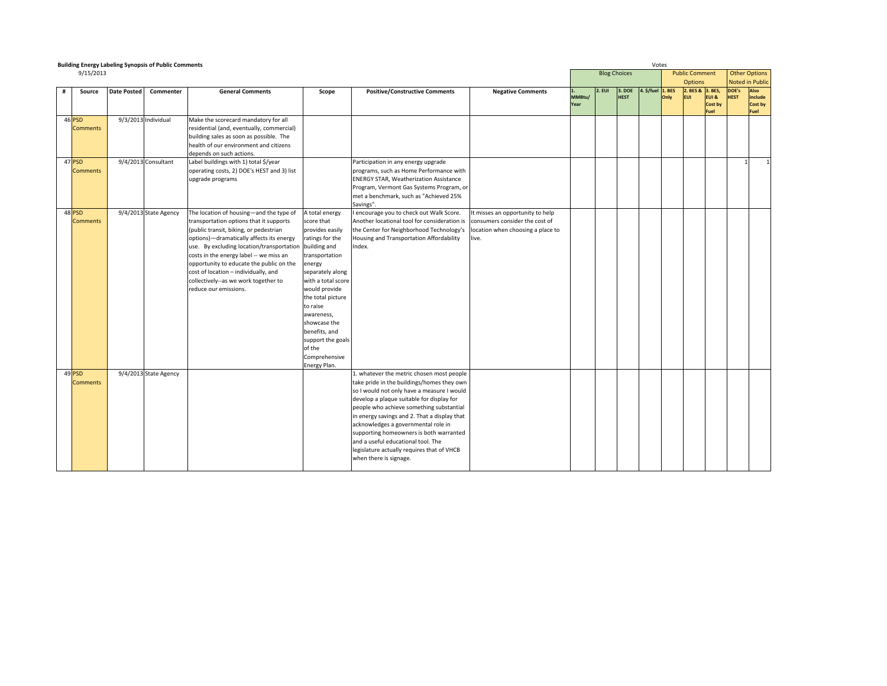**Building Energy Labeling Synopsis of Public Comments**

9/15/2013

| # | Source | Date Posted | Commenter | General Comments | Scope | Positive/Constructive Comments | Negative Comments | Votes: Blog Choices: 1. MMBtu/ Year | 2. EUI | 3. DOE HEST | 4. $/fuel | Public Comment Options: 1. BES Only | 2. BES & EUI | 3. BES, EUI & Cost by Fuel | Other Options Noted in Public: DOE's HEST | Also include Cost by Fuel |
|---|---|---|---|---|---|---|---|---|---|---|---|---|---|---|---|---|
| 46 | PSD Comments | 9/3/2013 | Individual | Make the scorecard mandatory for all residential (and, eventually, commercial) building sales as soon as possible. The health of our environment and citizens depends on such actions. | | | | | | | | | | | | |
| 47 | PSD Comments | 9/4/2013 | Consultant | Label buildings with 1) total $/year operating costs, 2) DOE's HEST and 3) list upgrade programs | | Participation in any energy upgrade programs, such as Home Performance with ENERGY STAR, Weatherization Assistance Program, Vermont Gas Systems Program, or met a benchmark, such as "Achieved 25% Savings". | | | | | | | | | 1 | 1 |
| 48 | PSD Comments | 9/4/2013 | State Agency | The location of housing—and the type of transportation options that it supports (public transit, biking, or pedestrian options)—dramatically affects its energy use. By excluding location/transportation costs in the energy label -- we miss an opportunity to educate the public on the cost of location – individually, and collectively--as we work together to reduce our emissions. | A total energy score that provides easily ratings for the building and transportation energy separately along with a total score would provide the total picture to raise awareness, showcase the benefits, and support the goals of the Comprehensive Energy Plan. | I encourage you to check out Walk Score. Another locational tool for consideration is the Center for Neighborhood Technology's Housing and Transportation Affordability Index. | It misses an opportunity to help consumers consider the cost of location when choosing a place to live. | | | | | | | | | |
| 49 | PSD Comments | 9/4/2013 | State Agency | | | 1. whatever the metric chosen most people take pride in the buildings/homes they own so I would not only have a measure I would develop a plaque suitable for display for people who achieve something substantial in energy savings and 2. That a display that acknowledges a governmental role in supporting homeowners is both warranted and a useful educational tool. The legislature actually requires that of VHCB when there is signage. | | | | | | | | | | |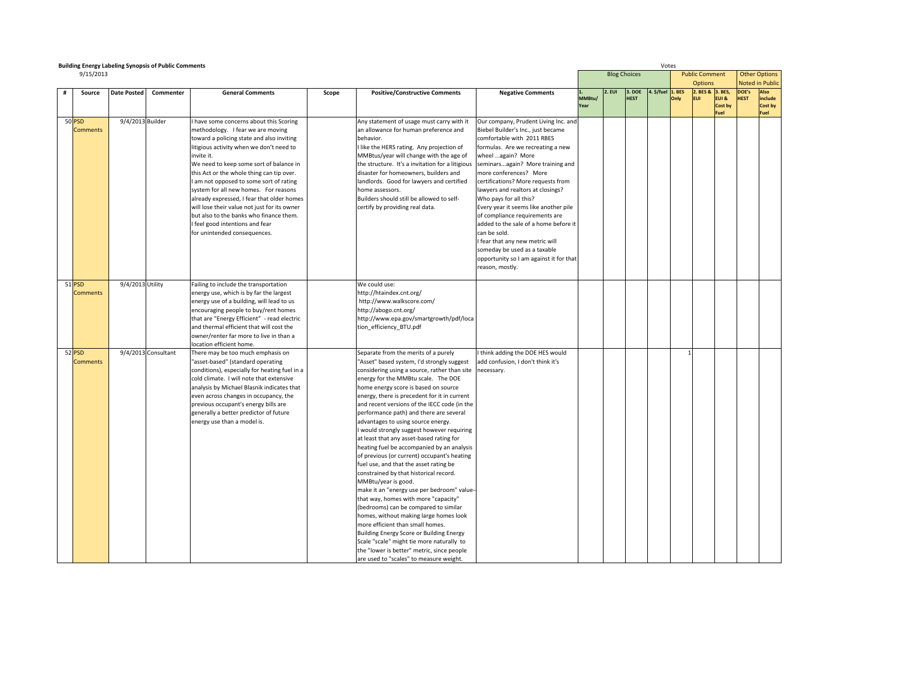**Building Energy Labeling Synopsis of Public Comments**

9/15/2013

| # | Source | Date Posted | Commenter | General Comments | Scope | Positive/Constructive Comments | Negative Comments | Blog Choices: 1. MMBtu/ Year | 2. EUI | 3. DOE HEST | 4. $/fuel | Public Comment Options: 1. BES Only | 2. BES & EUI | 3. BES, EUI & Cost by Fuel | Other Options Noted in Public: DOE's HEST | Also include Cost by Fuel |
|---|---|---|---|---|---|---|---|---|---|---|---|---|---|---|---|---|
| 50 | PSD Comments | 9/4/2013 | Builder | I have some concerns about this Scoring methodology. I fear we are moving toward a policing state and also inviting litigious activity when we don't need to invite it.<br>We need to keep some sort of balance in this Act or the whole thing can tip over.<br>I am not opposed to some sort of rating system for all new homes. For reasons already expressed, I fear that older homes will lose their value not just for its owner but also to the banks who finance them.<br>I feel good intentions and fear for unintended consequences. | | Any statement of usage must carry with it an allowance for human preference and behavior.<br>I like the HERS rating. Any projection of MMBtus/year will change with the age of the structure. It's a invitation for a litigious disaster for homeowners, builders and landlords. Good for lawyers and certified home assessors.<br>Builders should still be allowed to self-certify by providing real data. | Our company, Prudent Living Inc. and Biebel Builder's Inc., just became comfortable with 2011 RBES formulas. Are we recreating a new wheel ...again? More seminars...again? More training and more conferences? More certifications? More requests from lawyers and realtors at closings?<br>Who pays for all this?<br>Every year it seems like another pile of compliance requirements are added to the sale of a home before it can be sold.<br>I fear that any new metric will someday be used as a taxable opportunity so I am against it for that reason, mostly. | | | | | | | | | |
| 51 | PSD Comments | 9/4/2013 | Utility | Failing to include the transportation energy use, which is by far the largest energy use of a building, will lead to us encouraging people to buy/rent homes that are "Energy Efficient" - read electric and thermal efficient that will cost the owner/renter far more to live in than a location efficient home. | | We could use:<br>http://htaindex.cnt.org/<br>http://www.walkscore.com/<br>http://abogo.cnt.org/<br>http://www.epa.gov/smartgrowth/pdf/location_efficiency_BTU.pdf | | | | | | | | | | |
| 52 | PSD Comments | 9/4/2013 | Consultant | There may be too much emphasis on "asset-based" (standard operating conditions), especially for heating fuel in a cold climate. I will note that extensive analysis by Michael Blasnik indicates that even across changes in occupancy, the previous occupant's energy bills are generally a better predictor of future energy use than a model is. | | Separate from the merits of a purely "Asset" based system, I'd strongly suggest considering using a source, rather than site energy for the MMBtu scale. The DOE home energy score is based on source energy, there is precedent for it in current and recent versions of the IECC code (in the performance path) and there are several advantages to using source energy.<br>I would strongly suggest however requiring at least that any asset-based rating for heating fuel be accompanied by an analysis of previous (or current) occupant's heating fuel use, and that the asset rating be constrained by that historical record.<br>MMBtu/year is good.<br>make it an "energy use per bedroom" value--that way, homes with more "capacity" (bedrooms) can be compared to similar homes, without making large homes look more efficient than small homes.<br>Building Energy Score or Building Energy Scale "scale" might tie more naturally to the "lower is better" metric, since people are used to "scales" to measure weight. | I think adding the DOE HES would add confusion, I don't think it's necessary. | | | | | 1 | | | | |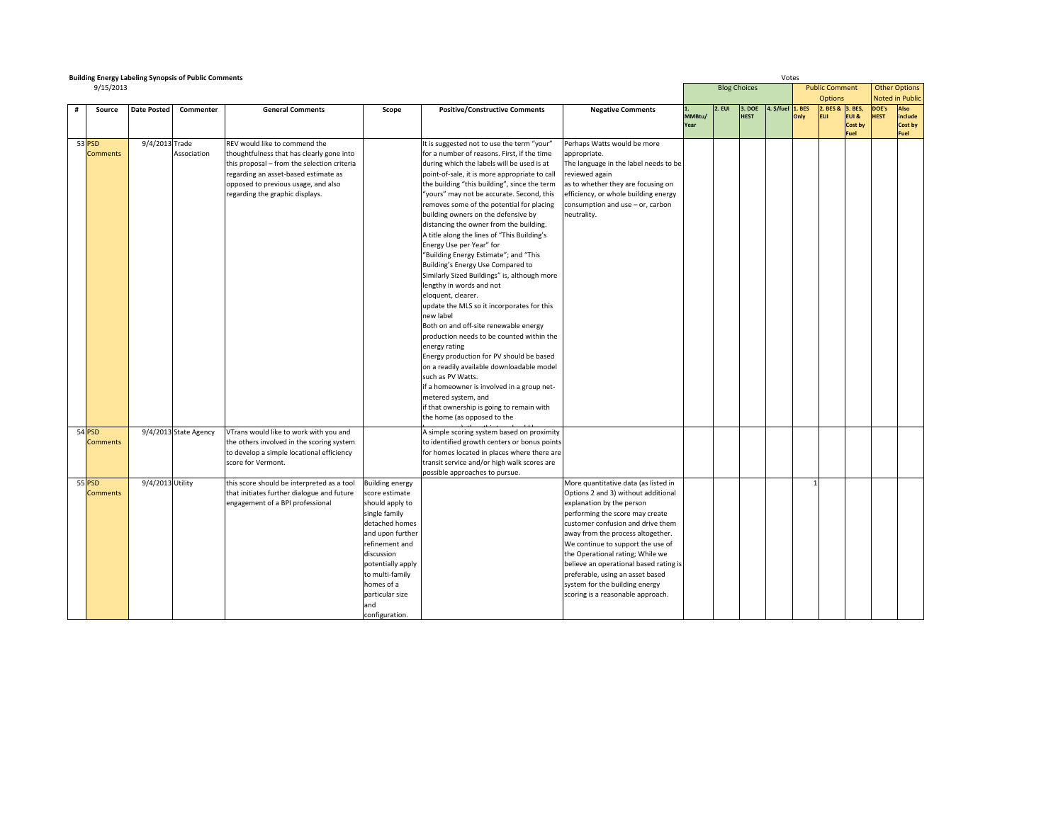**Building Energy Labeling Synopsis of Public Comments**

9/15/2013

| # | Source | Date Posted | Commenter | General Comments | Scope | Positive/Constructive Comments | Negative Comments | Votes: Blog Choices: 1. MMBtu/ Year | 2. EUI | 3. DOE HEST | 4. $/fuel | Public Comment Options: 1. BES Only | 2. BES & EUI | 3. BES, EUI & Cost by Fuel | Other Options Noted in Public: DOE's HEST | Also include Cost by Fuel |
|---|---|---|---|---|---|---|---|---|---|---|---|---|---|---|---|---|
| 53 | PSD Comments | 9/4/2013 | Trade Association | REV would like to commend the thoughtfulness that has clearly gone into this proposal – from the selection criteria regarding an asset-based estimate as opposed to previous usage, and also regarding the graphic displays. | | It is suggested not to use the term "your" for a number of reasons. First, if the time during which the labels will be used is at point-of-sale, it is more appropriate to call the building "this building", since the term "yours" may not be accurate. Second, this removes some of the potential for placing building owners on the defensive by distancing the owner from the building. A title along the lines of "This Building's Energy Use per Year" for "Building Energy Estimate"; and "This Building's Energy Use Compared to Similarly Sized Buildings" is, although more lengthy in words and not eloquent, clearer. update the MLS so it incorporates for this new label Both on and off-site renewable energy production needs to be counted within the energy rating Energy production for PV should be based on a readily available downloadable model such as PV Watts. if a homeowner is involved in a group net-metered system, and if that ownership is going to remain with the home (as opposed to the | Perhaps Watts would be more appropriate. The language in the label needs to be reviewed again as to whether they are focusing on efficiency, or whole building energy consumption and use – or, carbon neutrality. | | | | | | | | | |
| 54 | PSD Comments | 9/4/2013 | State Agency | VTrans would like to work with you and the others involved in the scoring system to develop a simple locational efficiency score for Vermont. | | A simple scoring system based on proximity to identified growth centers or bonus points for homes located in places where there are transit service and/or high walk scores are possible approaches to pursue. | | | | | | | | | | |
| 55 | PSD Comments | 9/4/2013 | Utility | this score should be interpreted as a tool that initiates further dialogue and future engagement of a BPI professional | Building energy score estimate should apply to single family detached homes and upon further refinement and discussion potentially apply to multi-family homes of a particular size and configuration. | | More quantitative data (as listed in Options 2 and 3) without additional explanation by the person performing the score may create customer confusion and drive them away from the process altogether. We continue to support the use of the Operational rating; While we believe an operational based rating is preferable, using an asset based system for the building energy scoring is a reasonable approach. | | | | | 1 | | | | |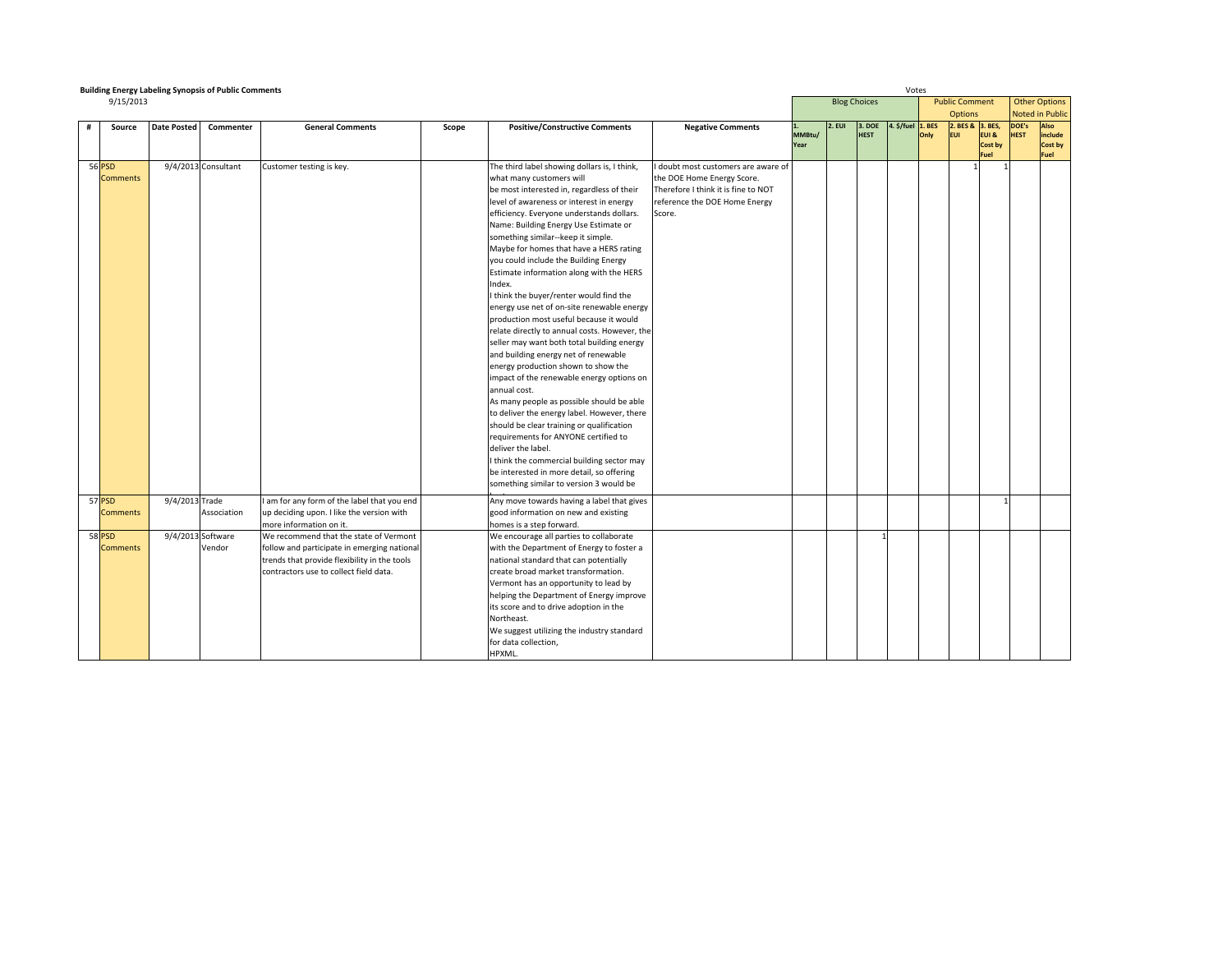**Building Energy Labeling Synopsis of Public Comments**

9/15/2013

| # | Source | Date Posted | Commenter | General Comments | Scope | Positive/Constructive Comments | Negative Comments | Votes | | | | | | | | |
|---|---|---|---|---|---|---|---|---|---|---|---|---|---|---|---|---|
| | | | | | | | | Blog Choices | | | | Public Comment Options | | | Other Options Noted in Public | |
| | | | | | | | | 1. MMBtu/ Year | 2. EUI | 3. DOE HEST | 4. $/fuel | 1. BES Only | 2. BES & EUI | 3. BES, EUI & Cost by Fuel | DOE's HEST | Also include Cost by Fuel |
| 56 | PSD Comments | 9/4/2013 | Consultant | Customer testing is key. | | The third label showing dollars is, I think, what many customers will be most interested in, regardless of their level of awareness or interest in energy efficiency. Everyone understands dollars.<br>Name: Building Energy Use Estimate or something similar--keep it simple.<br>Maybe for homes that have a HERS rating you could include the Building Energy Estimate information along with the HERS Index.<br>I think the buyer/renter would find the energy use net of on-site renewable energy production most useful because it would relate directly to annual costs. However, the seller may want both total building energy and building energy net of renewable energy production shown to show the impact of the renewable energy options on annual cost.<br>As many people as possible should be able to deliver the energy label. However, there should be clear training or qualification requirements for ANYONE certified to deliver the label.<br>I think the commercial building sector may be interested in more detail, so offering something similar to version 3 would be | I doubt most customers are aware of the DOE Home Energy Score. Therefore I think it is fine to NOT reference the DOE Home Energy Score. | | | | | | 1 | 1 | | |
| 57 | PSD Comments | 9/4/2013 | Trade Association | I am for any form of the label that you end up deciding upon. I like the version with more information on it. | | Any move towards having a label that gives good information on new and existing homes is a step forward. | | | | | | | | 1 | | |
| 58 | PSD Comments | 9/4/2013 | Software Vendor | We recommend that the state of Vermont follow and participate in emerging national trends that provide flexibility in the tools contractors use to collect field data. | | We encourage all parties to collaborate with the Department of Energy to foster a national standard that can potentially create broad market transformation.<br>Vermont has an opportunity to lead by helping the Department of Energy improve its score and to drive adoption in the Northeast.<br>We suggest utilizing the industry standard for data collection, HPXML. | | | | 1 | | | | | | |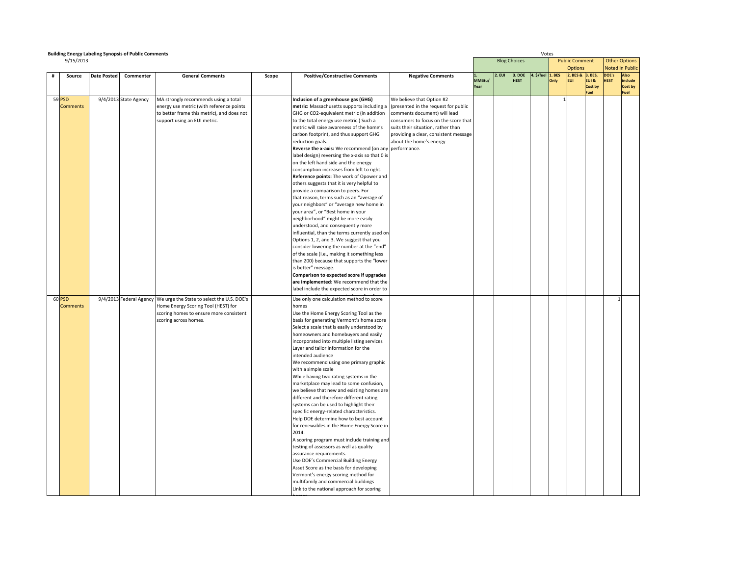**Building Energy Labeling Synopsis of Public Comments**

9/15/2013

| # | Source | Date Posted | Commenter | General Comments | Scope | Positive/Constructive Comments | Negative Comments | Blog Choices | | | | Public Comment Options | | | Other Options Noted in Public | |
|---|---|---|---|---|---|---|---|---|---|---|---|---|---|---|---|---|
| | | | | | | | | 1. MMBtu/Year | 2. EUI | 3. DOE HEST | 4. $/fuel | 1. BES Only | 2. BES & EUI | 3. BES, EUI & Cost by Fuel | DOE's HEST | Also include Cost by Fuel |
| 59 | PSD Comments | 9/4/2013 | State Agency | MA strongly recommends using a total energy use metric (with reference points to better frame this metric), and does not support using an EUI metric. | | **Inclusion of a greenhouse gas (GHG) metric:** Massachusetts supports including a GHG or CO2-equivalent metric (in addition to the total energy use metric.) Such a metric will raise awareness of the home's carbon footprint, and thus support GHG reduction goals. **Reverse the x-axis:** We recommend (on any label design) reversing the x-axis so that 0 is on the left hand side and the energy consumption increases from left to right. **Reference points:** The work of Opower and others suggests that it is very helpful to provide a comparison to peers. For that reason, terms such as an "average of your neighbors" or "average new home in your area", or "Best home in your neighborhood" might be more easily understood, and consequently more influential, than the terms currently used on Options 1, 2, and 3. We suggest that you consider lowering the number at the "end" of the scale (i.e., making it something less than 200) because that supports the "lower is better" message. **Comparison to expected score if upgrades are implemented:** We recommend that the label include the expected score in order to | We believe that Option #2 (presented in the request for public comments document) will lead consumers to focus on the score that suits their situation, rather than providing a clear, consistent message about the home's energy performance. | | | | | 1 | | | | |
| 60 | PSD Comments | 9/4/2013 | Federal Agency | We urge the State to select the U.S. DOE's Home Energy Scoring Tool (HEST) for scoring homes to ensure more consistent scoring across homes. | | Use only one calculation method to score homes<br>Use the Home Energy Scoring Tool as the basis for generating Vermont's home score<br>Select a scale that is easily understood by homeowners and homebuyers and easily incorporated into multiple listing services<br>Layer and tailor information for the intended audience<br>We recommend using one primary graphic with a simple scale<br>While having two rating systems in the marketplace may lead to some confusion, we believe that new and existing homes are different and therefore different rating systems can be used to highlight their specific energy-related characteristics.<br>Help DOE determine how to best account for renewables in the Home Energy Score in 2014.<br>A scoring program must include training and testing of assessors as well as quality assurance requirements.<br>Use DOE's Commercial Building Energy Asset Score as the basis for developing Vermont's energy scoring method for multifamily and commercial buildings<br>Link to the national approach for scoring | | | | | | | | | 1 | |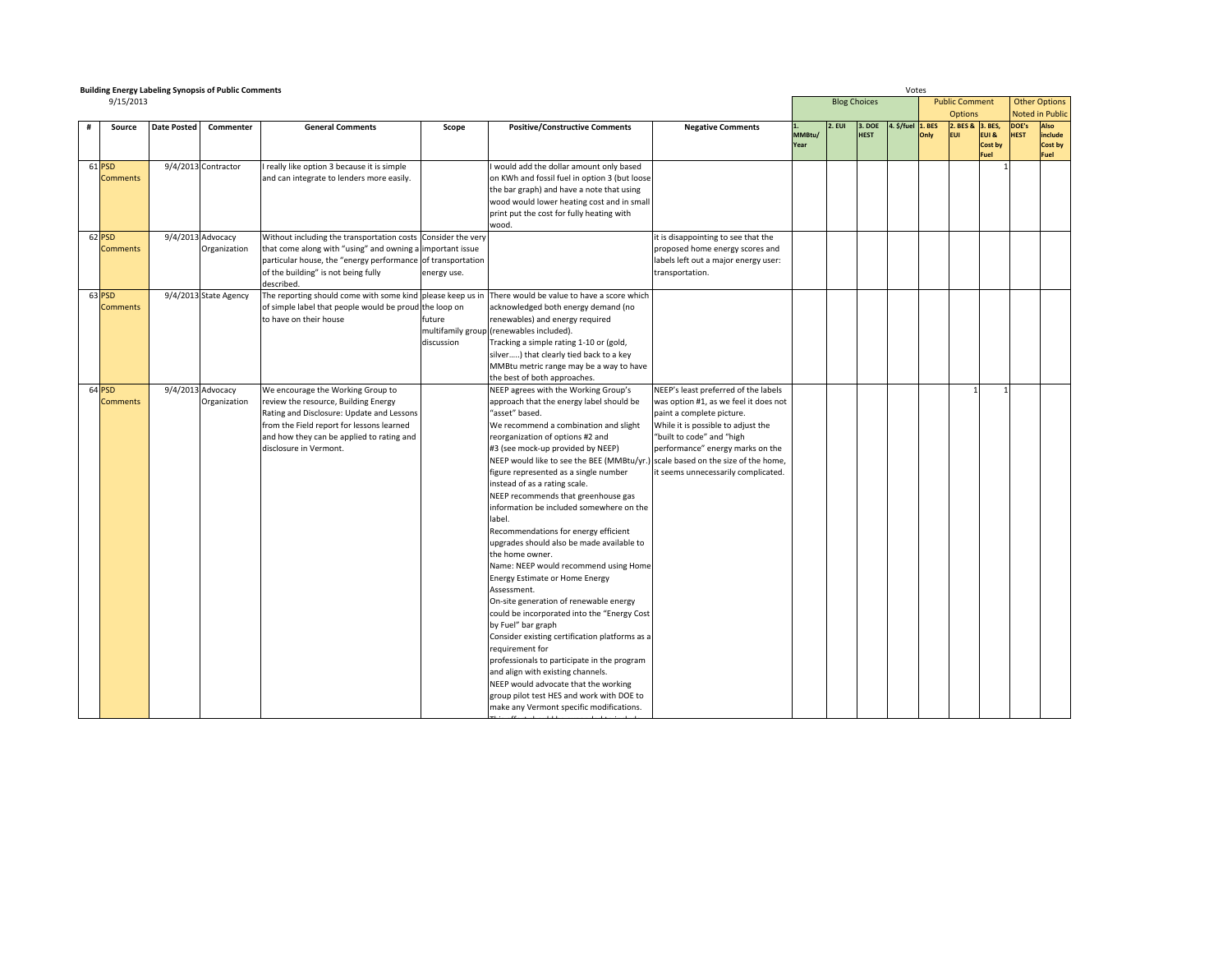**Building Energy Labeling Synopsis of Public Comments**

9/15/2013

| # | Source | Date Posted | Commenter | General Comments | Scope | Positive/Constructive Comments | Negative Comments | Blog Choices: 1. MMBtu/ Year | Blog Choices: 2. EUI | Blog Choices: 3. DOE HEST | Blog Choices: 4. $/fuel | Public Comment Options: 1. BES Only | Public Comment Options: 2. BES & EUI | Public Comment Options: 3. BES, EUI & Cost by Fuel | Other Options Noted in Public: DOE's HEST | Other Options Noted in Public: Also include Cost by Fuel |
|---|---|---|---|---|---|---|---|---|---|---|---|---|---|---|---|---|
| 61 | PSD Comments | 9/4/2013 | Contractor | I really like option 3 because it is simple and can integrate to lenders more easily. | | I would add the dollar amount only based on KWh and fossil fuel in option 3 (but loose the bar graph) and have a note that using wood would lower heating cost and in small print put the cost for fully heating with wood. | | | | | | | | 1 | | |
| 62 | PSD Comments | 9/4/2013 | Advocacy Organization | Without including the transportation costs that come along with "using" and owning a particular house, the "energy performance of the building" is not being fully described. | Consider the very important issue of transportation energy use. | | it is disappointing to see that the proposed home energy scores and labels left out a major energy user: transportation. | | | | | | | | | |
| 63 | PSD Comments | 9/4/2013 | State Agency | The reporting should come with some kind of simple label that people would be proud to have on their house | please keep us in the loop on future multifamily group discussion | There would be value to have a score which acknowledged both energy demand (no renewables) and energy required (renewables included).<br>Tracking a simple rating 1-10 or (gold, silver.....) that clearly tied back to a key MMBtu metric range may be a way to have the best of both approaches. | | | | | | | | | | |
| 64 | PSD Comments | 9/4/2013 | Advocacy Organization | We encourage the Working Group to review the resource, Building Energy Rating and Disclosure: Update and Lessons from the Field report for lessons learned and how they can be applied to rating and disclosure in Vermont. | | NEEP agrees with the Working Group's approach that the energy label should be "asset" based.<br>We recommend a combination and slight reorganization of options #2 and #3 (see mock-up provided by NEEP)<br>NEEP would like to see the BEE (MMBtu/yr.) figure represented as a single number instead of as a rating scale.<br>NEEP recommends that greenhouse gas information be included somewhere on the label.<br>Recommendations for energy efficient upgrades should also be made available to the home owner.<br>Name: NEEP would recommend using Home Energy Estimate or Home Energy Assessment.<br>On-site generation of renewable energy could be incorporated into the "Energy Cost by Fuel" bar graph<br>Consider existing certification platforms as a requirement for professionals to participate in the program and align with existing channels.<br>NEEP would advocate that the working group pilot test HES and work with DOE to make any Vermont specific modifications. | NEEP's least preferred of the labels was option #1, as we feel it does not paint a complete picture.<br>While it is possible to adjust the "built to code" and "high performance" energy marks on the scale based on the size of the home, it seems unnecessarily complicated. | | | | | | 1 | 1 | | |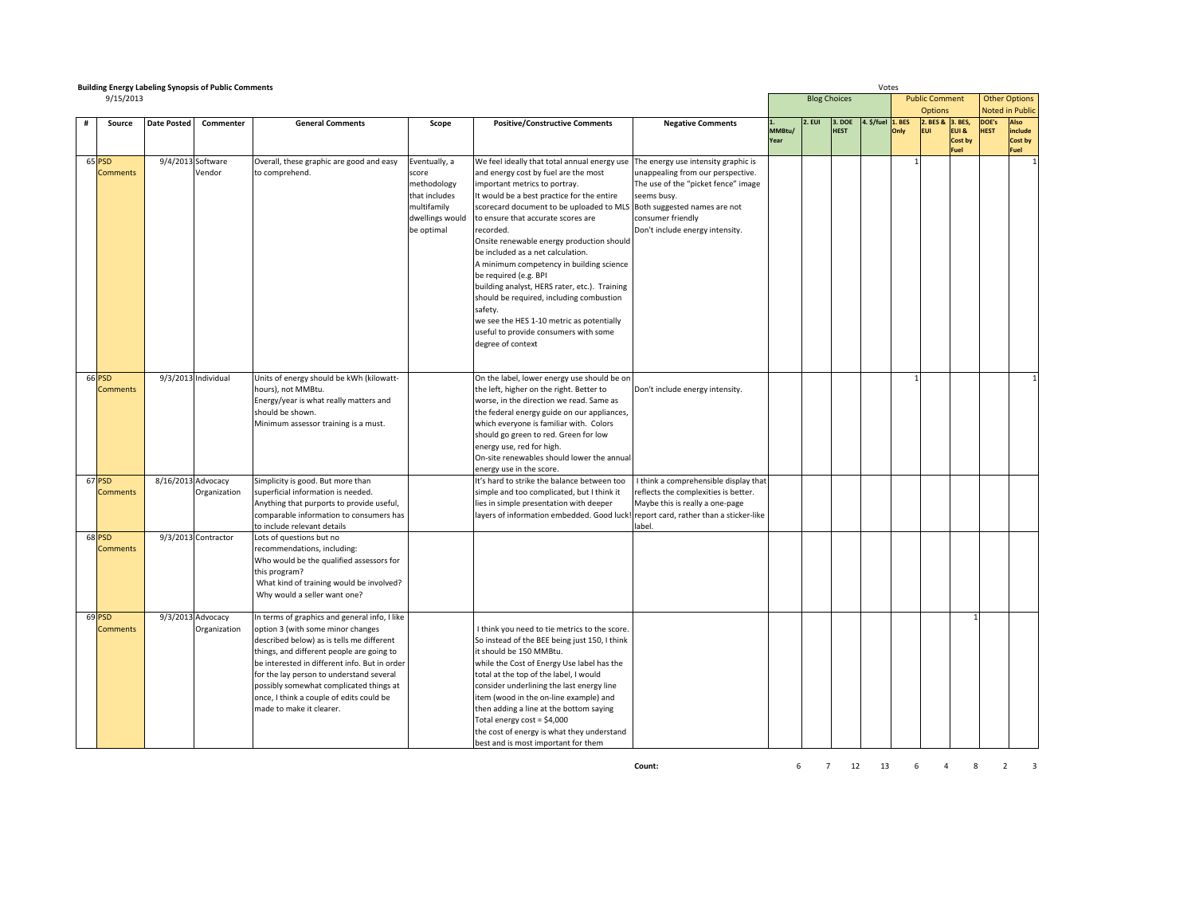**Building Energy Labeling Synopsis of Public Comments**

9/15/2013

| # | Source | Date Posted | Commenter | General Comments | Scope | Positive/Constructive Comments | Negative Comments | Votes: Blog Choices: 1. MMBtu/ Year | 2. EUI | 3. DOE HEST | 4. $/fuel | Public Comment Options: 1. BES Only | 2. BES & EUI | 3. BES, EUI & Cost by Fuel | Other Options Noted in Public: DOE's HEST | Also include Cost by Fuel |
|---|---|---|---|---|---|---|---|---|---|---|---|---|---|---|---|---|
| 65 | PSD Comments | 9/4/2013 | Software Vendor | Overall, these graphic are good and easy to comprehend. | Eventually, a score methodology that includes multifamily dwellings would be optimal | We feel ideally that total annual energy use and energy cost by fuel are the most important metrics to portray.<br>It would be a best practice for the entire scorecard document to be uploaded to MLS to ensure that accurate scores are recorded.<br>Onsite renewable energy production should be included as a net calculation.<br>A minimum competency in building science be required (e.g. BPI building analyst, HERS rater, etc.). Training should be required, including combustion safety.<br>we see the HES 1-10 metric as potentially useful to provide consumers with some degree of context | The energy use intensity graphic is unappealing from our perspective.<br>The use of the "picket fence" image seems busy.<br>Both suggested names are not consumer friendly<br>Don't include energy intensity. | | | | | 1 | | | | 1 |
| 66 | PSD Comments | 9/3/2013 | Individual | Units of energy should be kWh (kilowatt-hours), not MMBtu.<br>Energy/year is what really matters and should be shown.<br>Minimum assessor training is a must. | | On the label, lower energy use should be on the left, higher on the right. Better to worse, in the direction we read. Same as the federal energy guide on our appliances, which everyone is familiar with. Colors should go green to red. Green for low energy use, red for high.<br>On-site renewables should lower the annual energy use in the score. | Don't include energy intensity. | | | | | 1 | | | | 1 |
| 67 | PSD Comments | 8/16/2013 | Advocacy Organization | Simplicity is good. But more than superficial information is needed. Anything that purports to provide useful, comparable information to consumers has to include relevant details | | It's hard to strike the balance between too simple and too complicated, but I think it lies in simple presentation with deeper layers of information embedded. Good luck! | I think a comprehensible display that reflects the complexities is better. Maybe this is really a one-page report card, rather than a sticker-like label. | | | | | | | | | |
| 68 | PSD Comments | 9/3/2013 | Contractor | Lots of questions but no recommendations, including:<br>Who would be the qualified assessors for this program?<br>What kind of training would be involved?<br>Why would a seller want one? | | | | | | | | | | | | |
| 69 | PSD Comments | 9/3/2013 | Advocacy Organization | In terms of graphics and general info, I like option 3 (with some minor changes described below) as is tells me different things, and different people are going to be interested in different info. But in order for the lay person to understand several possibly somewhat complicated things at once, I think a couple of edits could be made to make it clearer. | | I think you need to tie metrics to the score. So instead of the BEE being just 150, I think it should be 150 MMBtu.<br>while the Cost of Energy Use label has the total at the top of the label, I would consider underlining the last energy line item (wood in the on-line example) and then adding a line at the bottom saying Total energy cost = $4,000<br>the cost of energy is what they understand best and is most important for them | | | | | | | | 1 | | |
| | | | | | | | **Count:** | 6 | 7 | 12 | 13 | 6 | 4 | 8 | 2 | 3 |